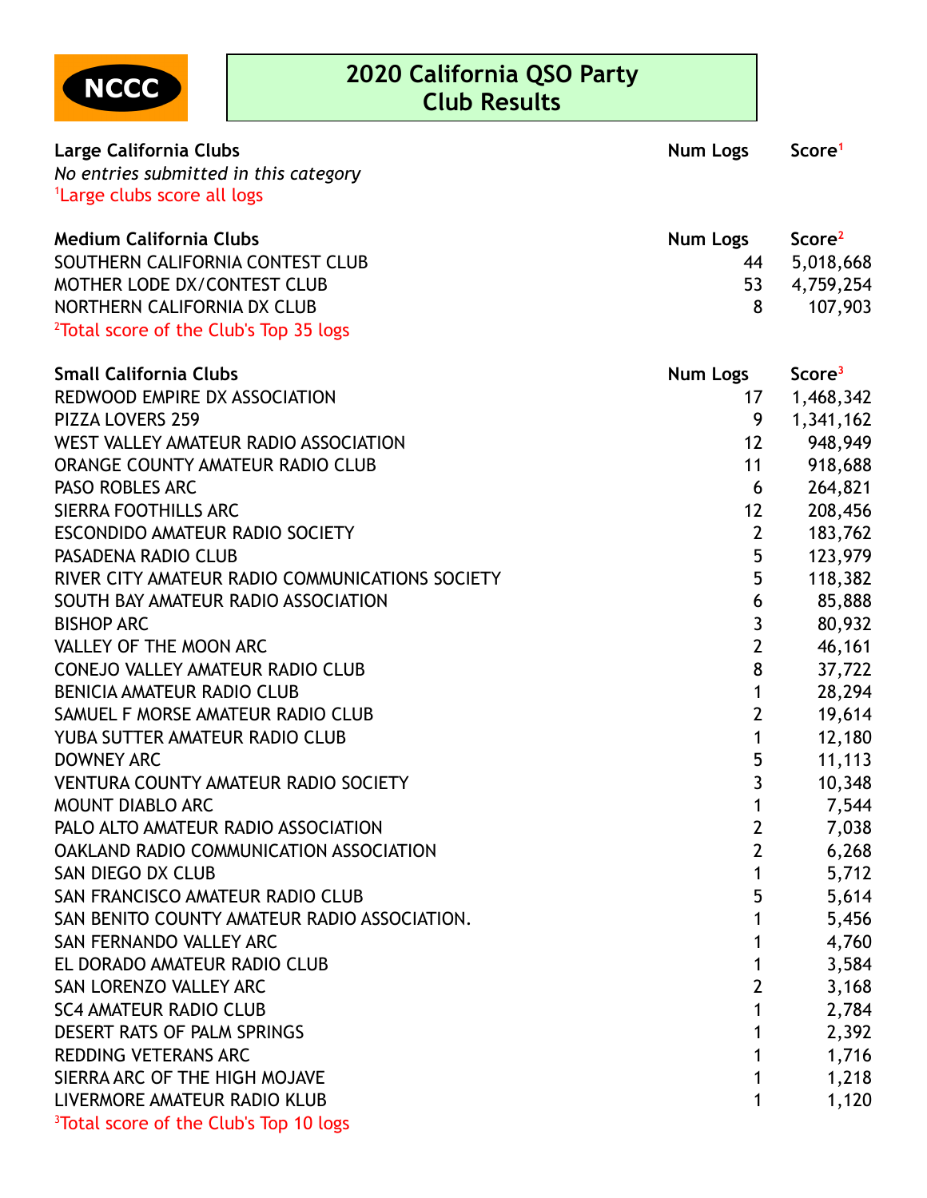NCCC

# 2020 California QSO Party
# Club Results

| Large California Clubs | Num Logs | Score[1] |
|---|---|---|
| *No entries submitted in this category* | | |

[1]Large clubs score all logs

| Medium California Clubs | Num Logs | Score[2] |
|---|---|---|
| SOUTHERN CALIFORNIA CONTEST CLUB | 44 | 5,018,668 |
| MOTHER LODE DX/CONTEST CLUB | 53 | 4,759,254 |
| NORTHERN CALIFORNIA DX CLUB | 8 | 107,903 |

[2]Total score of the Club's Top 35 logs

| Small California Clubs | Num Logs | Score[3] |
|---|---|---|
| REDWOOD EMPIRE DX ASSOCIATION | 17 | 1,468,342 |
| PIZZA LOVERS 259 | 9 | 1,341,162 |
| WEST VALLEY AMATEUR RADIO ASSOCIATION | 12 | 948,949 |
| ORANGE COUNTY AMATEUR RADIO CLUB | 11 | 918,688 |
| PASO ROBLES ARC | 6 | 264,821 |
| SIERRA FOOTHILLS ARC | 12 | 208,456 |
| ESCONDIDO AMATEUR RADIO SOCIETY | 2 | 183,762 |
| PASADENA RADIO CLUB | 5 | 123,979 |
| RIVER CITY AMATEUR RADIO COMMUNICATIONS SOCIETY | 5 | 118,382 |
| SOUTH BAY AMATEUR RADIO ASSOCIATION | 6 | 85,888 |
| BISHOP ARC | 3 | 80,932 |
| VALLEY OF THE MOON ARC | 2 | 46,161 |
| CONEJO VALLEY AMATEUR RADIO CLUB | 8 | 37,722 |
| BENICIA AMATEUR RADIO CLUB | 1 | 28,294 |
| SAMUEL F MORSE AMATEUR RADIO CLUB | 2 | 19,614 |
| YUBA SUTTER AMATEUR RADIO CLUB | 1 | 12,180 |
| DOWNEY ARC | 5 | 11,113 |
| VENTURA COUNTY AMATEUR RADIO SOCIETY | 3 | 10,348 |
| MOUNT DIABLO ARC | 1 | 7,544 |
| PALO ALTO AMATEUR RADIO ASSOCIATION | 2 | 7,038 |
| OAKLAND RADIO COMMUNICATION ASSOCIATION | 2 | 6,268 |
| SAN DIEGO DX CLUB | 1 | 5,712 |
| SAN FRANCISCO AMATEUR RADIO CLUB | 5 | 5,614 |
| SAN BENITO COUNTY AMATEUR RADIO ASSOCIATION. | 1 | 5,456 |
| SAN FERNANDO VALLEY ARC | 1 | 4,760 |
| EL DORADO AMATEUR RADIO CLUB | 1 | 3,584 |
| SAN LORENZO VALLEY ARC | 2 | 3,168 |
| SC4 AMATEUR RADIO CLUB | 1 | 2,784 |
| DESERT RATS OF PALM SPRINGS | 1 | 2,392 |
| REDDING VETERANS ARC | 1 | 1,716 |
| SIERRA ARC OF THE HIGH MOJAVE | 1 | 1,218 |
| LIVERMORE AMATEUR RADIO KLUB | 1 | 1,120 |

[3]Total score of the Club's Top 10 logs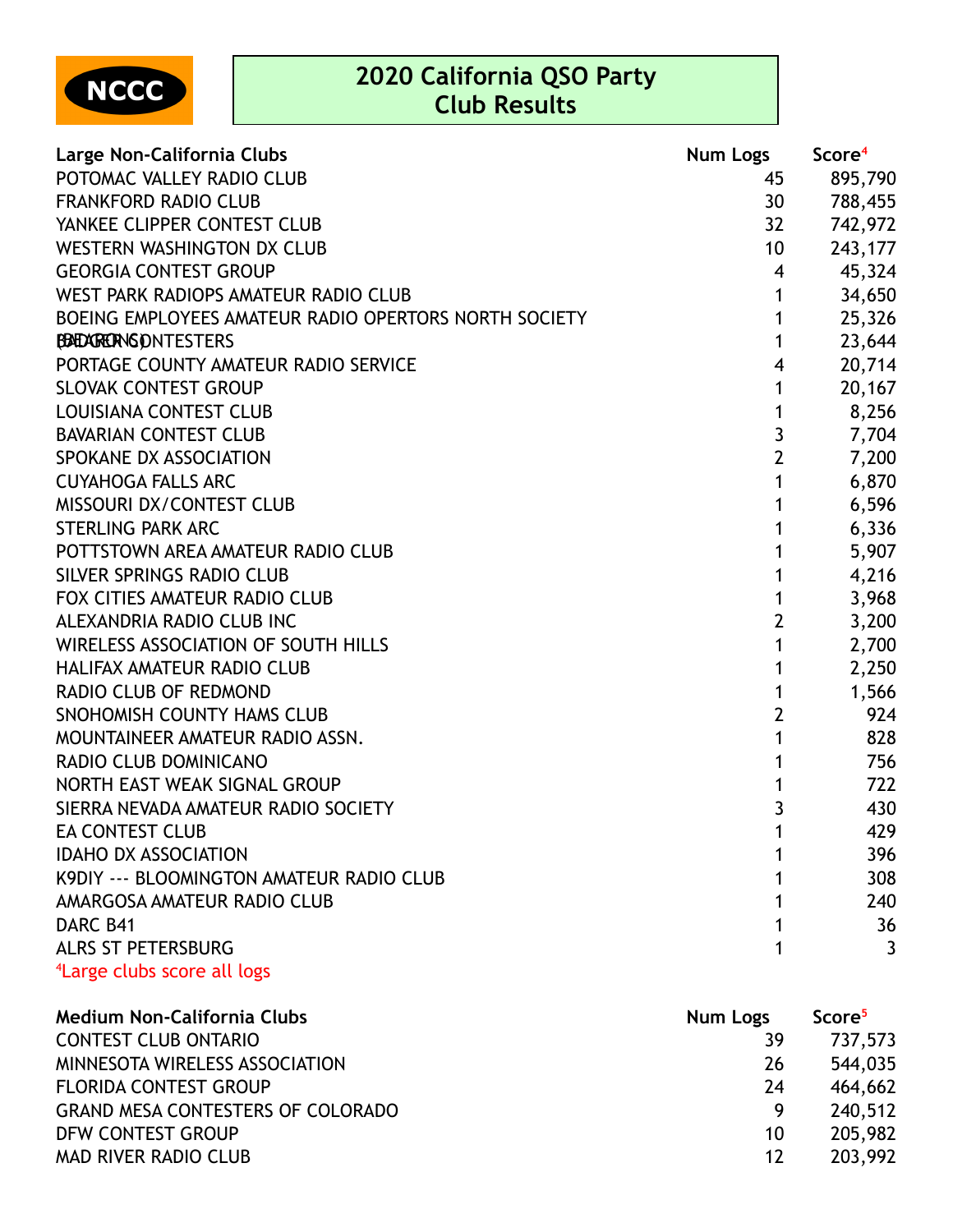# 2020 California QSO Party
## Club Results

| Large Non-California Clubs | Num Logs | Score[4] |
|---|---|---|
| POTOMAC VALLEY RADIO CLUB | 45 | 895,790 |
| FRANKFORD RADIO CLUB | 30 | 788,455 |
| YANKEE CLIPPER CONTEST CLUB | 32 | 742,972 |
| WESTERN WASHINGTON DX CLUB | 10 | 243,177 |
| GEORGIA CONTEST GROUP | 4 | 45,324 |
| WEST PARK RADIOPS AMATEUR RADIO CLUB | 1 | 34,650 |
| BOEING EMPLOYEES AMATEUR RADIO OPERTORS NORTH SOCIETY (BEARONS) | 1 | 25,326 |
| BADGER CONTESTERS | 1 | 23,644 |
| PORTAGE COUNTY AMATEUR RADIO SERVICE | 4 | 20,714 |
| SLOVAK CONTEST GROUP | 1 | 20,167 |
| LOUISIANA CONTEST CLUB | 1 | 8,256 |
| BAVARIAN CONTEST CLUB | 3 | 7,704 |
| SPOKANE DX ASSOCIATION | 2 | 7,200 |
| CUYAHOGA FALLS ARC | 1 | 6,870 |
| MISSOURI DX/CONTEST CLUB | 1 | 6,596 |
| STERLING PARK ARC | 1 | 6,336 |
| POTTSTOWN AREA AMATEUR RADIO CLUB | 1 | 5,907 |
| SILVER SPRINGS RADIO CLUB | 1 | 4,216 |
| FOX CITIES AMATEUR RADIO CLUB | 1 | 3,968 |
| ALEXANDRIA RADIO CLUB INC | 2 | 3,200 |
| WIRELESS ASSOCIATION OF SOUTH HILLS | 1 | 2,700 |
| HALIFAX AMATEUR RADIO CLUB | 1 | 2,250 |
| RADIO CLUB OF REDMOND | 1 | 1,566 |
| SNOHOMISH COUNTY HAMS CLUB | 2 | 924 |
| MOUNTAINEER AMATEUR RADIO ASSN. | 1 | 828 |
| RADIO CLUB DOMINICANO | 1 | 756 |
| NORTH EAST WEAK SIGNAL GROUP | 1 | 722 |
| SIERRA NEVADA AMATEUR RADIO SOCIETY | 3 | 430 |
| EA CONTEST CLUB | 1 | 429 |
| IDAHO DX ASSOCIATION | 1 | 396 |
| K9DIY --- BLOOMINGTON AMATEUR RADIO CLUB | 1 | 308 |
| AMARGOSA AMATEUR RADIO CLUB | 1 | 240 |
| DARC B41 | 1 | 36 |
| ALRS ST PETERSBURG | 1 | 3 |

[4]Large clubs score all logs

| Medium Non-California Clubs | Num Logs | Score[5] |
|---|---|---|
| CONTEST CLUB ONTARIO | 39 | 737,573 |
| MINNESOTA WIRELESS ASSOCIATION | 26 | 544,035 |
| FLORIDA CONTEST GROUP | 24 | 464,662 |
| GRAND MESA CONTESTERS OF COLORADO | 9 | 240,512 |
| DFW CONTEST GROUP | 10 | 205,982 |
| MAD RIVER RADIO CLUB | 12 | 203,992 |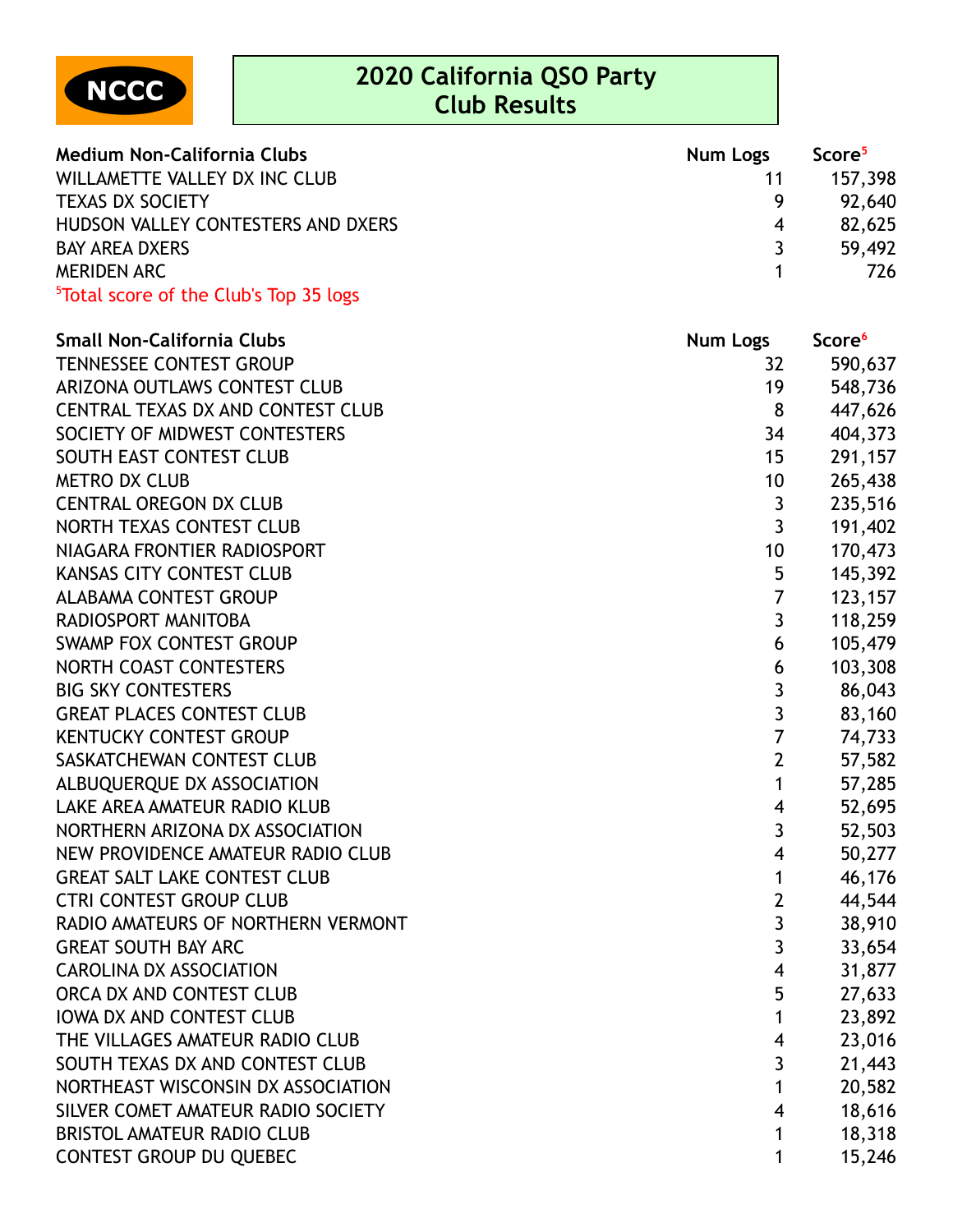NCCC

# 2020 California QSO Party Club Results

| Medium Non-California Clubs | Num Logs | Score[5] |
|---|---|---|
| WILLAMETTE VALLEY DX INC CLUB | 11 | 157,398 |
| TEXAS DX SOCIETY | 9 | 92,640 |
| HUDSON VALLEY CONTESTERS AND DXERS | 4 | 82,625 |
| BAY AREA DXERS | 3 | 59,492 |
| MERIDEN ARC | 1 | 726 |

[5]Total score of the Club's Top 35 logs

| Small Non-California Clubs | Num Logs | Score[6] |
|---|---|---|
| TENNESSEE CONTEST GROUP | 32 | 590,637 |
| ARIZONA OUTLAWS CONTEST CLUB | 19 | 548,736 |
| CENTRAL TEXAS DX AND CONTEST CLUB | 8 | 447,626 |
| SOCIETY OF MIDWEST CONTESTERS | 34 | 404,373 |
| SOUTH EAST CONTEST CLUB | 15 | 291,157 |
| METRO DX CLUB | 10 | 265,438 |
| CENTRAL OREGON DX CLUB | 3 | 235,516 |
| NORTH TEXAS CONTEST CLUB | 3 | 191,402 |
| NIAGARA FRONTIER RADIOSPORT | 10 | 170,473 |
| KANSAS CITY CONTEST CLUB | 5 | 145,392 |
| ALABAMA CONTEST GROUP | 7 | 123,157 |
| RADIOSPORT MANITOBA | 3 | 118,259 |
| SWAMP FOX CONTEST GROUP | 6 | 105,479 |
| NORTH COAST CONTESTERS | 6 | 103,308 |
| BIG SKY CONTESTERS | 3 | 86,043 |
| GREAT PLACES CONTEST CLUB | 3 | 83,160 |
| KENTUCKY CONTEST GROUP | 7 | 74,733 |
| SASKATCHEWAN CONTEST CLUB | 2 | 57,582 |
| ALBUQUERQUE DX ASSOCIATION | 1 | 57,285 |
| LAKE AREA AMATEUR RADIO KLUB | 4 | 52,695 |
| NORTHERN ARIZONA DX ASSOCIATION | 3 | 52,503 |
| NEW PROVIDENCE AMATEUR RADIO CLUB | 4 | 50,277 |
| GREAT SALT LAKE CONTEST CLUB | 1 | 46,176 |
| CTRI CONTEST GROUP CLUB | 2 | 44,544 |
| RADIO AMATEURS OF NORTHERN VERMONT | 3 | 38,910 |
| GREAT SOUTH BAY ARC | 3 | 33,654 |
| CAROLINA DX ASSOCIATION | 4 | 31,877 |
| ORCA DX AND CONTEST CLUB | 5 | 27,633 |
| IOWA DX AND CONTEST CLUB | 1 | 23,892 |
| THE VILLAGES AMATEUR RADIO CLUB | 4 | 23,016 |
| SOUTH TEXAS DX AND CONTEST CLUB | 3 | 21,443 |
| NORTHEAST WISCONSIN DX ASSOCIATION | 1 | 20,582 |
| SILVER COMET AMATEUR RADIO SOCIETY | 4 | 18,616 |
| BRISTOL AMATEUR RADIO CLUB | 1 | 18,318 |
| CONTEST GROUP DU QUEBEC | 1 | 15,246 |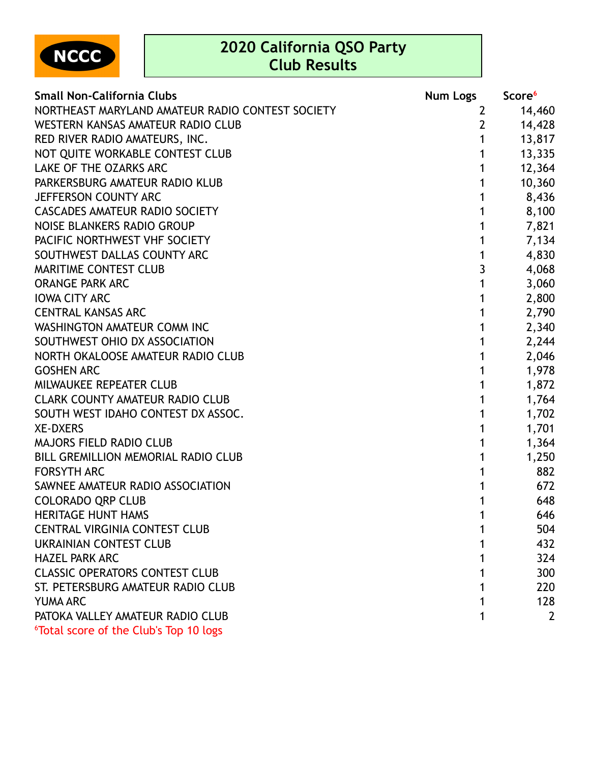NCCC

# 2020 California QSO Party
## Club Results

| Small Non-California Clubs | Num Logs | Score[6] |
|---|---|---|
| NORTHEAST MARYLAND AMATEUR RADIO CONTEST SOCIETY | 2 | 14,460 |
| WESTERN KANSAS AMATEUR RADIO CLUB | 2 | 14,428 |
| RED RIVER RADIO AMATEURS, INC. | 1 | 13,817 |
| NOT QUITE WORKABLE CONTEST CLUB | 1 | 13,335 |
| LAKE OF THE OZARKS ARC | 1 | 12,364 |
| PARKERSBURG AMATEUR RADIO KLUB | 1 | 10,360 |
| JEFFERSON COUNTY ARC | 1 | 8,436 |
| CASCADES AMATEUR RADIO SOCIETY | 1 | 8,100 |
| NOISE BLANKERS RADIO GROUP | 1 | 7,821 |
| PACIFIC NORTHWEST VHF SOCIETY | 1 | 7,134 |
| SOUTHWEST DALLAS COUNTY ARC | 1 | 4,830 |
| MARITIME CONTEST CLUB | 3 | 4,068 |
| ORANGE PARK ARC | 1 | 3,060 |
| IOWA CITY ARC | 1 | 2,800 |
| CENTRAL KANSAS ARC | 1 | 2,790 |
| WASHINGTON AMATEUR COMM INC | 1 | 2,340 |
| SOUTHWEST OHIO DX ASSOCIATION | 1 | 2,244 |
| NORTH OKALOOSE AMATEUR RADIO CLUB | 1 | 2,046 |
| GOSHEN ARC | 1 | 1,978 |
| MILWAUKEE REPEATER CLUB | 1 | 1,872 |
| CLARK COUNTY AMATEUR RADIO CLUB | 1 | 1,764 |
| SOUTH WEST IDAHO CONTEST DX ASSOC. | 1 | 1,702 |
| XE-DXERS | 1 | 1,701 |
| MAJORS FIELD RADIO CLUB | 1 | 1,364 |
| BILL GREMILLION MEMORIAL RADIO CLUB | 1 | 1,250 |
| FORSYTH ARC | 1 | 882 |
| SAWNEE AMATEUR RADIO ASSOCIATION | 1 | 672 |
| COLORADO QRP CLUB | 1 | 648 |
| HERITAGE HUNT HAMS | 1 | 646 |
| CENTRAL VIRGINIA CONTEST CLUB | 1 | 504 |
| UKRAINIAN CONTEST CLUB | 1 | 432 |
| HAZEL PARK ARC | 1 | 324 |
| CLASSIC OPERATORS CONTEST CLUB | 1 | 300 |
| ST. PETERSBURG AMATEUR RADIO CLUB | 1 | 220 |
| YUMA ARC | 1 | 128 |
| PATOKA VALLEY AMATEUR RADIO CLUB | 1 | 2 |

[6]Total score of the Club's Top 10 logs